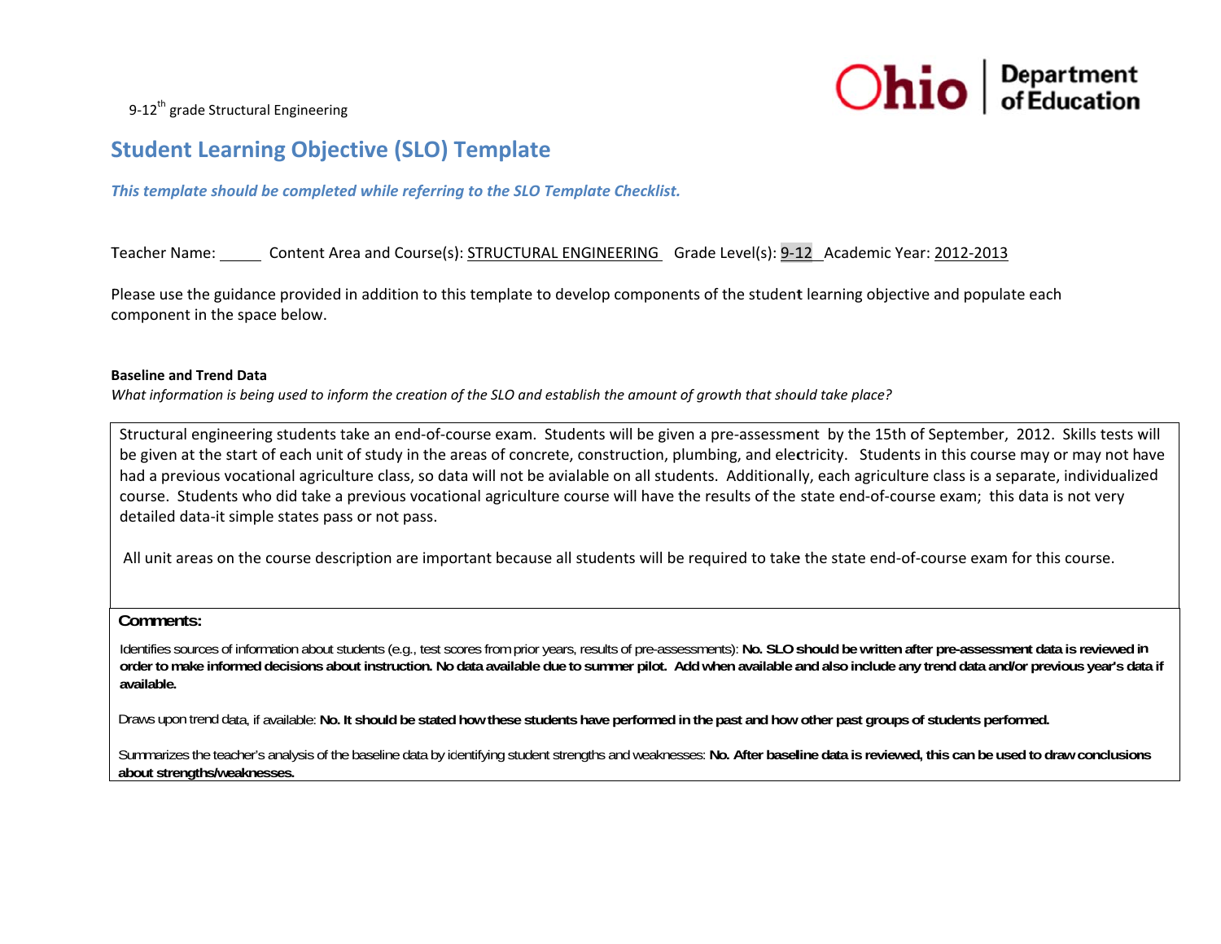9-12th grade Structural Engineering

# Student Learning Objective (SLO) Template

*This template should be completed while referring to the SLO Template Checklist.*

Teacher Name: _____ Content Area and Course(s): STRUCTURAL ENGINEERING Grade Level(s): 9-12 Academic Year: 2012-2013

Please use the guidance provided in addition to this template to develop components of the student learning objective and populate each component in the space below.

**Baseline and Trend Data**

*What information is being used to inform the creation of the SLO and establish the amount of growth that should take place?*

Structural engineering students take an end-of-course exam. Students will be given a pre-assessment by the 15th of September, 2012. Skills tests will be given at the start of each unit of study in the areas of concrete, construction, plumbing, and electricity. Students in this course may or may not have had a previous vocational agriculture class, so data will not be avialable on all students. Additionally, each agriculture class is a separate, individualized course. Students who did take a previous vocational agriculture course will have the results of the state end-of-course exam; this data is not very detailed data-it simple states pass or not pass.

All unit areas on the course description are important because all students will be required to take the state end-of-course exam for this course.

**Comments:**

Identifies sources of information about students (e.g., test scores from prior years, results of pre-assessments): **No. SLO should be written after pre-assessment data is reviewed in order to make informed decisions about instruction. No data available due to summer pilot. Add when available and also include any trend data and/or previous year's data if available.**

Draws upon trend data, if available: **No. It should be stated how these students have performed in the past and how other past groups of students performed.**

Summarizes the teacher's analysis of the baseline data by identifying student strengths and weaknesses: **No. After baseline data is reviewed, this can be used to draw conclusions about strengths/weaknesses.**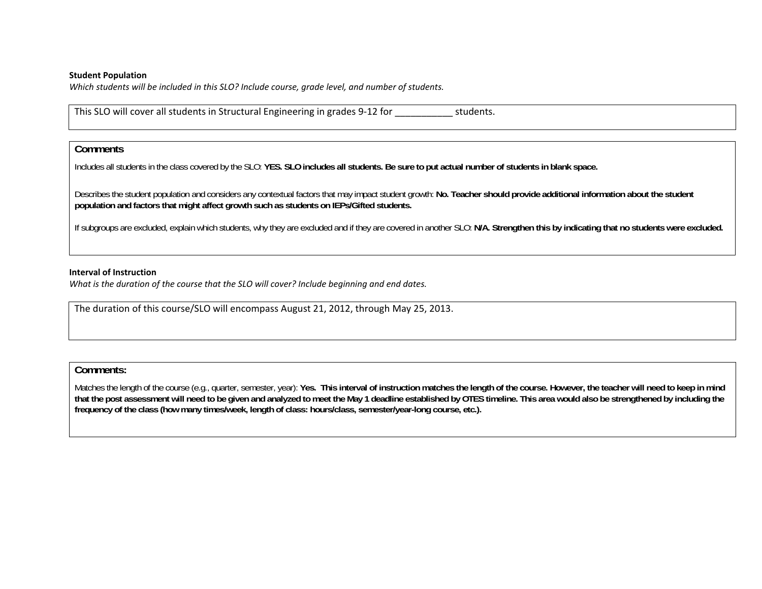**Student Population**

*Which students will be included in this SLO? Include course, grade level, and number of students.*

This SLO will cover all students in Structural Engineering in grades 9-12 for ___________ students.

**Comments**

Includes all students in the class covered by the SLO: **YES. SLO includes all students. Be sure to put actual number of students in blank space.**

Describes the student population and considers any contextual factors that may impact student growth: **No. Teacher should provide additional information about the student population and factors that might affect growth such as students on IEPs/Gifted students.**

If subgroups are excluded, explain which students, why they are excluded and if they are covered in another SLO: **N/A. Strengthen this by indicating that no students were excluded.**

**Interval of Instruction**

*What is the duration of the course that the SLO will cover? Include beginning and end dates.*

The duration of this course/SLO will encompass August 21, 2012, through May 25, 2013.

**Comments:**

Matches the length of the course (e.g., quarter, semester, year): **Yes. This interval of instruction matches the length of the course. However, the teacher will need to keep in mind that the post assessment will need to be given and analyzed to meet the May 1 deadline established by OTES timeline. This area would also be strengthened by including the frequency of the class (how many times/week, length of class: hours/class, semester/year-long course, etc.).**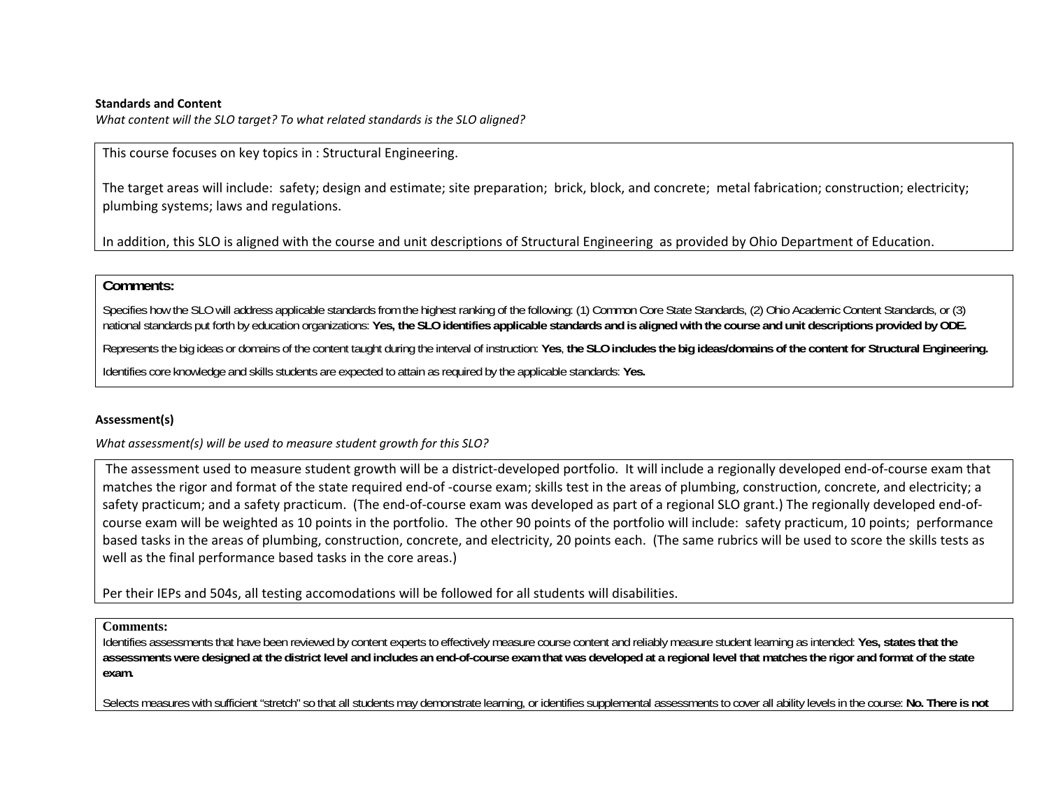**Standards and Content**

*What content will the SLO target? To what related standards is the SLO aligned?*

This course focuses on key topics in : Structural Engineering.

The target areas will include: safety; design and estimate; site preparation; brick, block, and concrete; metal fabrication; construction; electricity; plumbing systems; laws and regulations.

In addition, this SLO is aligned with the course and unit descriptions of Structural Engineering as provided by Ohio Department of Education.

**Comments:**

Specifies how the SLO will address applicable standards from the highest ranking of the following: (1) Common Core State Standards, (2) Ohio Academic Content Standards, or (3) national standards put forth by education organizations: **Yes, the SLO identifies applicable standards and is aligned with the course and unit descriptions provided by ODE.**

Represents the big ideas or domains of the content taught during the interval of instruction: **Yes, the SLO includes the big ideas/domains of the content for Structural Engineering.**

Identifies core knowledge and skills students are expected to attain as required by the applicable standards: **Yes.**

**Assessment(s)**

*What assessment(s) will be used to measure student growth for this SLO?*

The assessment used to measure student growth will be a district-developed portfolio. It will include a regionally developed end-of-course exam that matches the rigor and format of the state required end-of -course exam; skills test in the areas of plumbing, construction, concrete, and electricity; a safety practicum; and a safety practicum. (The end-of-course exam was developed as part of a regional SLO grant.) The regionally developed end-of-course exam will be weighted as 10 points in the portfolio. The other 90 points of the portfolio will include: safety practicum, 10 points; performance based tasks in the areas of plumbing, construction, concrete, and electricity, 20 points each. (The same rubrics will be used to score the skills tests as well as the final performance based tasks in the core areas.)

Per their IEPs and 504s, all testing accomodations will be followed for all students will disabilities.

**Comments:**

Identifies assessments that have been reviewed by content experts to effectively measure course content and reliably measure student learning as intended: **Yes, states that the assessments were designed at the district level and includes an end-of-course exam that was developed at a regional level that matches the rigor and format of the state exam.**

Selects measures with sufficient "stretch" so that all students may demonstrate learning, or identifies supplemental assessments to cover all ability levels in the course: **No. There is not**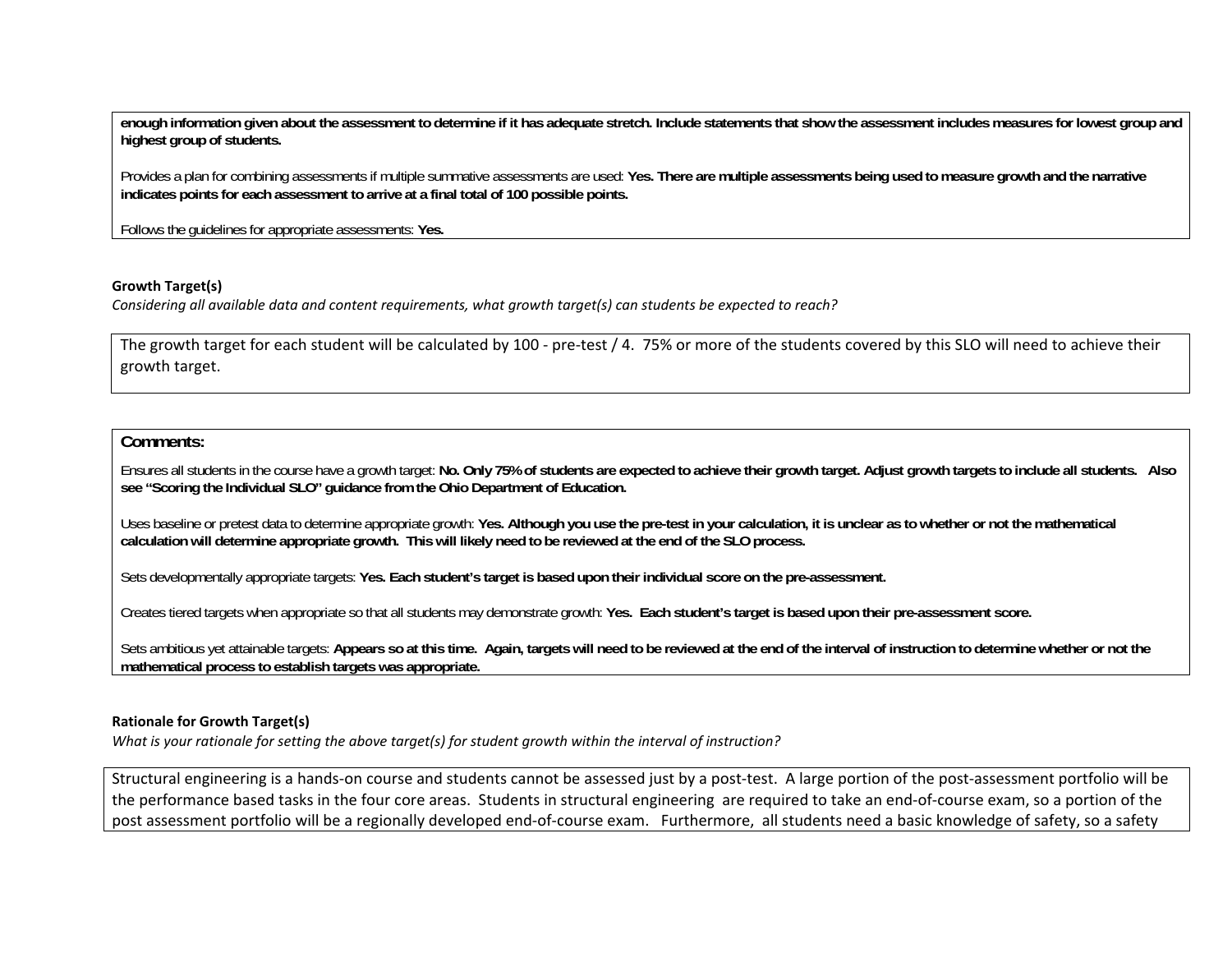**enough information given about the assessment to determine if it has adequate stretch. Include statements that show the assessment includes measures for lowest group and highest group of students.**

Provides a plan for combining assessments if multiple summative assessments are used: **Yes. There are multiple assessments being used to measure growth and the narrative indicates points for each assessment to arrive at a final total of 100 possible points.**

Follows the guidelines for appropriate assessments: **Yes.**

**Growth Target(s)**

*Considering all available data and content requirements, what growth target(s) can students be expected to reach?*

The growth target for each student will be calculated by 100 - pre-test / 4. 75% or more of the students covered by this SLO will need to achieve their growth target.

**Comments:**

Ensures all students in the course have a growth target: **No. Only 75% of students are expected to achieve their growth target. Adjust growth targets to include all students. Also see "Scoring the Individual SLO" guidance from the Ohio Department of Education.**

Uses baseline or pretest data to determine appropriate growth: **Yes. Although you use the pre-test in your calculation, it is unclear as to whether or not the mathematical calculation will determine appropriate growth. This will likely need to be reviewed at the end of the SLO process.**

Sets developmentally appropriate targets: **Yes. Each student's target is based upon their individual score on the pre-assessment.**

Creates tiered targets when appropriate so that all students may demonstrate growth: **Yes. Each student's target is based upon their pre-assessment score.**

Sets ambitious yet attainable targets: **Appears so at this time. Again, targets will need to be reviewed at the end of the interval of instruction to determine whether or not the mathematical process to establish targets was appropriate.**

**Rationale for Growth Target(s)**

*What is your rationale for setting the above target(s) for student growth within the interval of instruction?*

Structural engineering is a hands-on course and students cannot be assessed just by a post-test. A large portion of the post-assessment portfolio will be the performance based tasks in the four core areas. Students in structural engineering are required to take an end-of-course exam, so a portion of the post assessment portfolio will be a regionally developed end-of-course exam. Furthermore, all students need a basic knowledge of safety, so a safety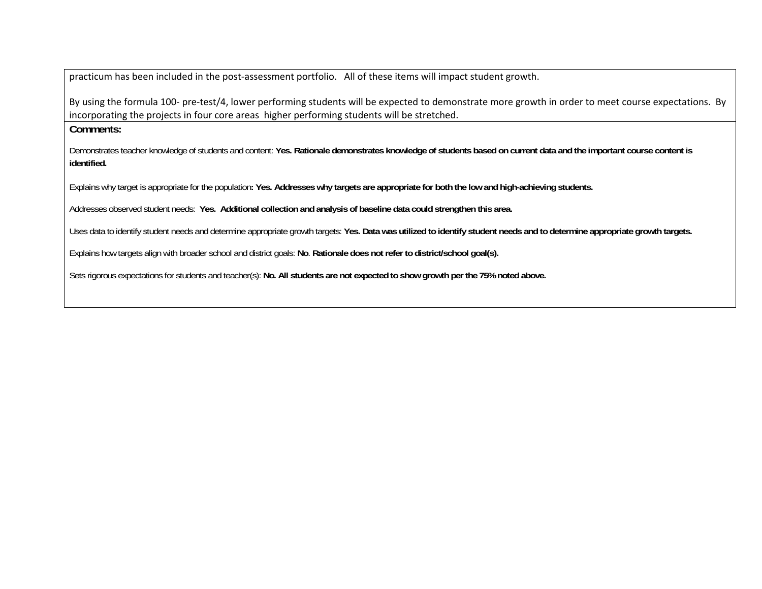practicum has been included in the post-assessment portfolio. All of these items will impact student growth.

By using the formula 100- pre-test/4, lower performing students will be expected to demonstrate more growth in order to meet course expectations. By incorporating the projects in four core areas higher performing students will be stretched.

**Comments:**

Demonstrates teacher knowledge of students and content: **Yes. Rationale demonstrates knowledge of students based on current data and the important course content is identified.**

Explains why target is appropriate for the population**: Yes. Addresses why targets are appropriate for both the low and high-achieving students.**

Addresses observed student needs: **Yes. Additional collection and analysis of baseline data could strengthen this area.**

Uses data to identify student needs and determine appropriate growth targets: **Yes. Data was utilized to identify student needs and to determine appropriate growth targets.**

Explains how targets align with broader school and district goals: **No**. **Rationale does not refer to district/school goal(s).**

Sets rigorous expectations for students and teacher(s): **No. All students are not expected to show growth per the 75% noted above.**